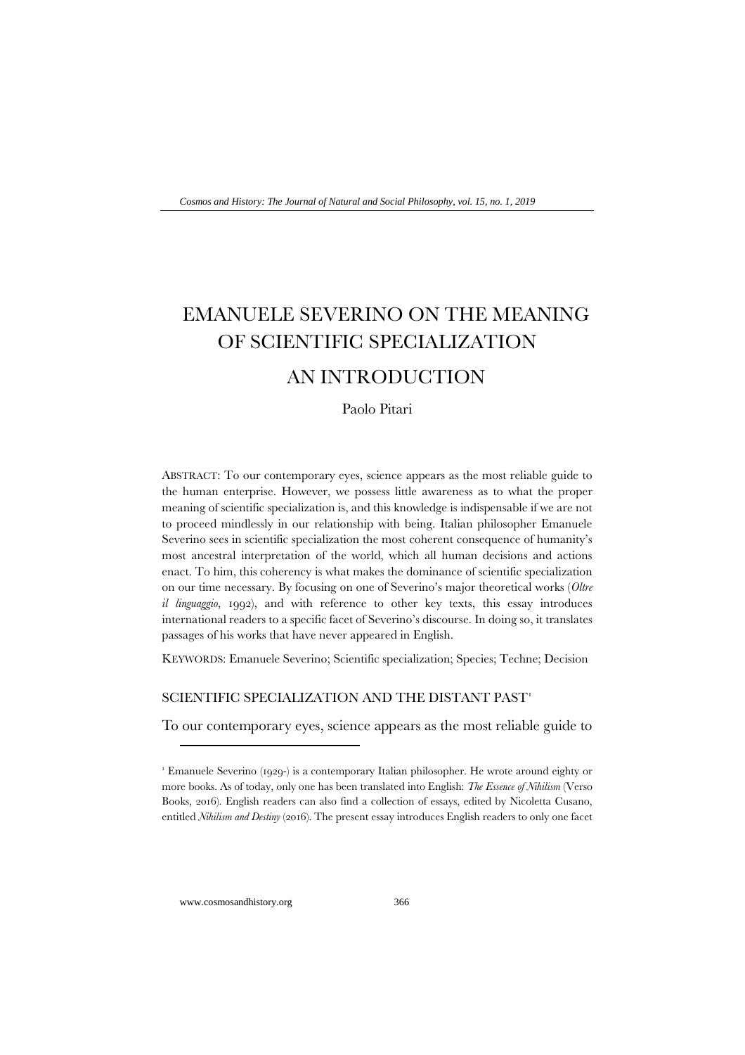# EMANUELE SEVERINO ON THE MEANING OF SCIENTIFIC SPECIALIZATION

## AN INTRODUCTION

Paolo Pitari

ABSTRACT: To our contemporary eyes, science appears as the most reliable guide to the human enterprise. However, we possess little awareness as to what the proper meaning of scientific specialization is, and this knowledge is indispensable if we are not to proceed mindlessly in our relationship with being. Italian philosopher Emanuele Severino sees in scientific specialization the most coherent consequence of humanity's most ancestral interpretation of the world, which all human decisions and actions enact. To him, this coherency is what makes the dominance of scientific specialization on our time necessary. By focusing on one of Severino's major theoretical works (*Oltre il linguaggio*, 1992), and with reference to other key texts, this essay introduces international readers to a specific facet of Severino's discourse. In doing so, it translates passages of his works that have never appeared in English.

KEYWORDS: Emanuele Severino; Scientific specialization; Species; Techne; Decision

### SCIENTIFIC SPECIALIZATION AND THE DISTANT PAST[1]

To our contemporary eyes, science appears as the most reliable guide to

[1] Emanuele Severino (1929-) is a contemporary Italian philosopher. He wrote around eighty or more books. As of today, only one has been translated into English: *The Essence of Nihilism* (Verso Books, 2016). English readers can also find a collection of essays, edited by Nicoletta Cusano, entitled *Nihilism and Destiny* (2016). The present essay introduces English readers to only one facet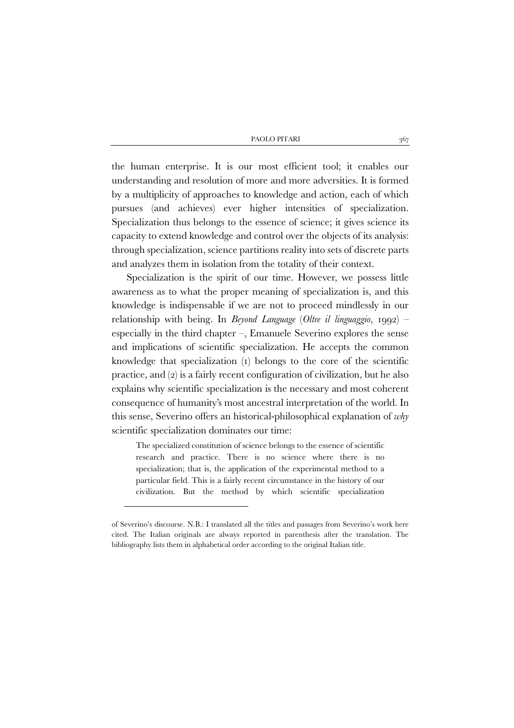the human enterprise. It is our most efficient tool; it enables our understanding and resolution of more and more adversities. It is formed by a multiplicity of approaches to knowledge and action, each of which pursues (and achieves) ever higher intensities of specialization. Specialization thus belongs to the essence of science; it gives science its capacity to extend knowledge and control over the objects of its analysis: through specialization, science partitions reality into sets of discrete parts and analyzes them in isolation from the totality of their context.

Specialization is the spirit of our time. However, we possess little awareness as to what the proper meaning of specialization is, and this knowledge is indispensable if we are not to proceed mindlessly in our relationship with being. In *Beyond Language* (*Oltre il linguaggio*, 1992) – especially in the third chapter –, Emanuele Severino explores the sense and implications of scientific specialization. He accepts the common knowledge that specialization (1) belongs to the core of the scientific practice, and (2) is a fairly recent configuration of civilization, but he also explains why scientific specialization is the necessary and most coherent consequence of humanity's most ancestral interpretation of the world. In this sense, Severino offers an historical-philosophical explanation of *why* scientific specialization dominates our time:

> The specialized constitution of science belongs to the essence of scientific research and practice. There is no science where there is no specialization; that is, the application of the experimental method to a particular field. This is a fairly recent circumstance in the history of our civilization. But the method by which scientific specialization

---

of Severino's discourse. N.B.: I translated all the titles and passages from Severino's work here cited. The Italian originals are always reported in parenthesis after the translation. The bibliography lists them in alphabetical order according to the original Italian title.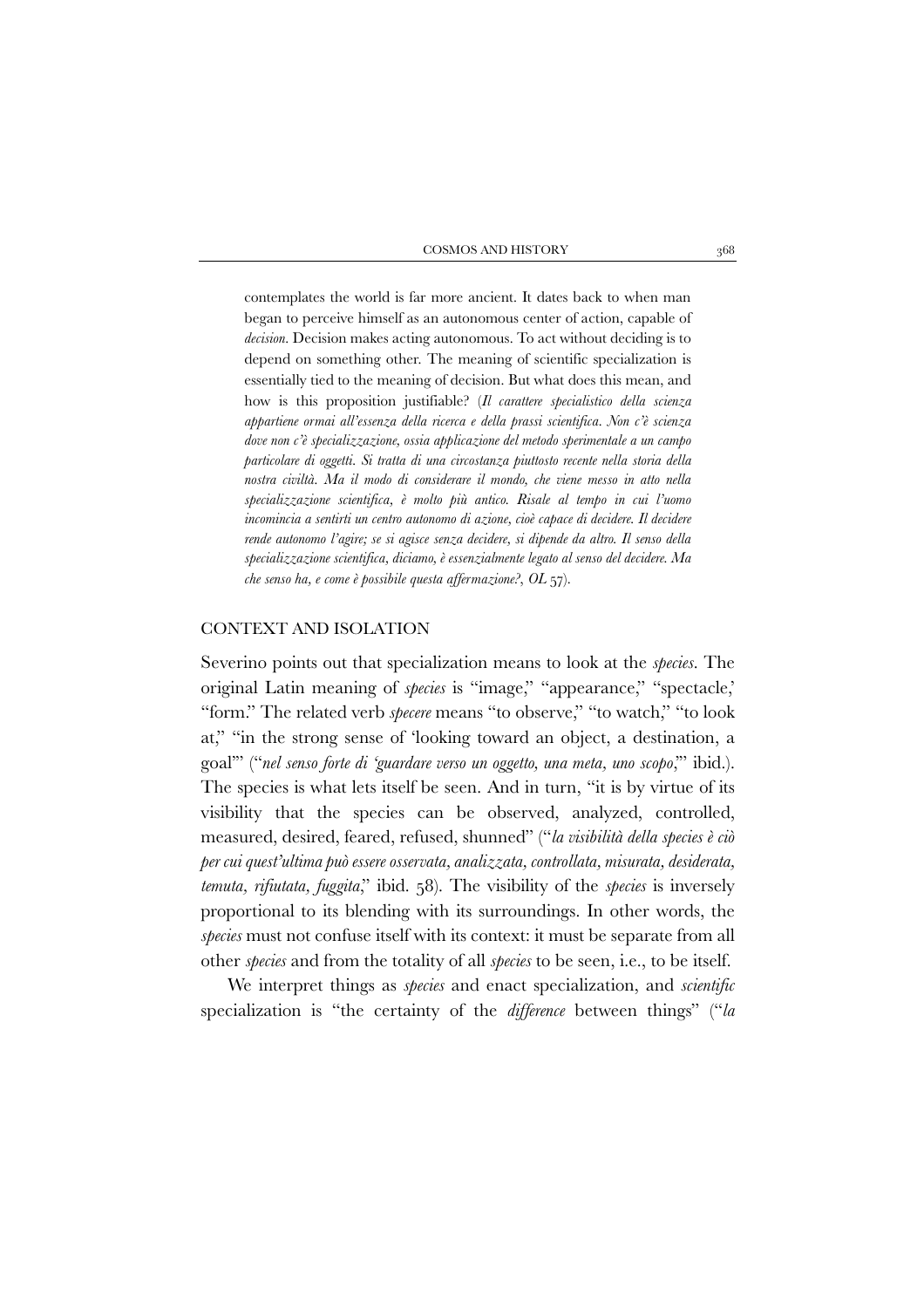contemplates the world is far more ancient. It dates back to when man began to perceive himself as an autonomous center of action, capable of *decision*. Decision makes acting autonomous. To act without deciding is to depend on something other. The meaning of scientific specialization is essentially tied to the meaning of decision. But what does this mean, and how is this proposition justifiable? (*Il carattere specialistico della scienza appartiene ormai all'essenza della ricerca e della prassi scientifica. Non c'è scienza dove non c'è specializzazione, ossia applicazione del metodo sperimentale a un campo particolare di oggetti. Si tratta di una circostanza piuttosto recente nella storia della nostra civiltà. Ma il modo di considerare il mondo, che viene messo in atto nella specializzazione scientifica, è molto più antico. Risale al tempo in cui l'uomo incomincia a sentirti un centro autonomo di azione, cioè capace di decidere. Il decidere rende autonomo l'agire; se si agisce senza decidere, si dipende da altro. Il senso della specializzazione scientifica, diciamo, è essenzialmente legato al senso del decidere. Ma che senso ha, e come è possibile questa affermazione?*, *OL* 57).

## CONTEXT AND ISOLATION

Severino points out that specialization means to look at the *species*. The original Latin meaning of *species* is "image," "appearance," "spectacle,' "form." The related verb *specere* means "to observe," "to watch," "to look at," "in the strong sense of 'looking toward an object, a destination, a goal'" ("*nel senso forte di 'guardare verso un oggetto, una meta, uno scopo*,'" ibid.). The species is what lets itself be seen. And in turn, "it is by virtue of its visibility that the species can be observed, analyzed, controlled, measured, desired, feared, refused, shunned" ("*la visibilità della species è ciò per cui quest'ultima può essere osservata, analizzata, controllata, misurata, desiderata, temuta, rifiutata, fuggita*," ibid. 58). The visibility of the *species* is inversely proportional to its blending with its surroundings. In other words, the *species* must not confuse itself with its context: it must be separate from all other *species* and from the totality of all *species* to be seen, i.e., to be itself.

We interpret things as *species* and enact specialization, and *scientific* specialization is "the certainty of the *difference* between things" ("*la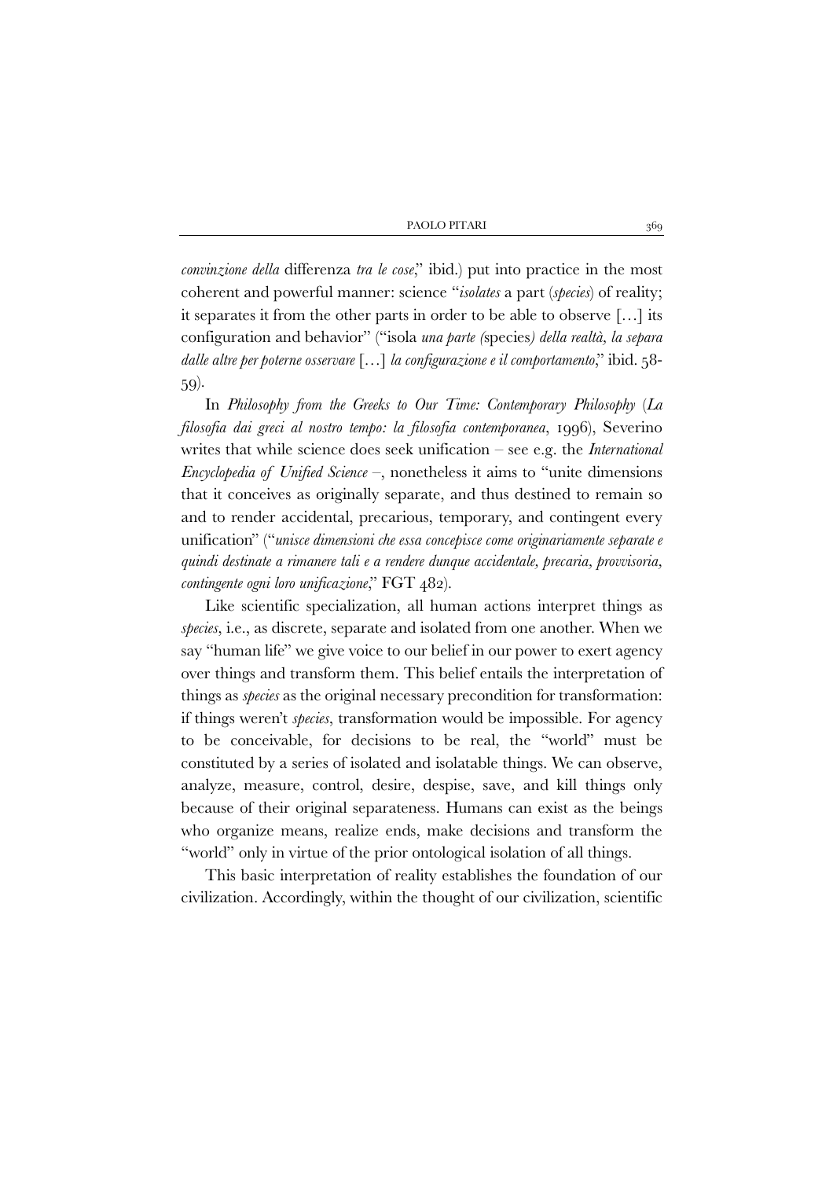*convinzione della* differenza *tra le cose*," ibid.) put into practice in the most coherent and powerful manner: science "*isolates* a part (*species*) of reality; it separates it from the other parts in order to be able to observe […] its configuration and behavior" ("isola *una parte (*species*) della realtà, la separa dalle altre per poterne osservare* […] *la configurazione e il comportamento*," ibid. 58-59).

In *Philosophy from the Greeks to Our Time: Contemporary Philosophy* (*La filosofia dai greci al nostro tempo: la filosofia contemporanea*, 1996), Severino writes that while science does seek unification – see e.g. the *International Encyclopedia of Unified Science* –, nonetheless it aims to "unite dimensions that it conceives as originally separate, and thus destined to remain so and to render accidental, precarious, temporary, and contingent every unification" ("*unisce dimensioni che essa concepisce come originariamente separate e quindi destinate a rimanere tali e a rendere dunque accidentale, precaria, provvisoria, contingente ogni loro unificazione*," FGT 482).

Like scientific specialization, all human actions interpret things as *species*, i.e., as discrete, separate and isolated from one another. When we say "human life" we give voice to our belief in our power to exert agency over things and transform them. This belief entails the interpretation of things as *species* as the original necessary precondition for transformation: if things weren't *species*, transformation would be impossible. For agency to be conceivable, for decisions to be real, the "world" must be constituted by a series of isolated and isolatable things. We can observe, analyze, measure, control, desire, despise, save, and kill things only because of their original separateness. Humans can exist as the beings who organize means, realize ends, make decisions and transform the "world" only in virtue of the prior ontological isolation of all things.

This basic interpretation of reality establishes the foundation of our civilization. Accordingly, within the thought of our civilization, scientific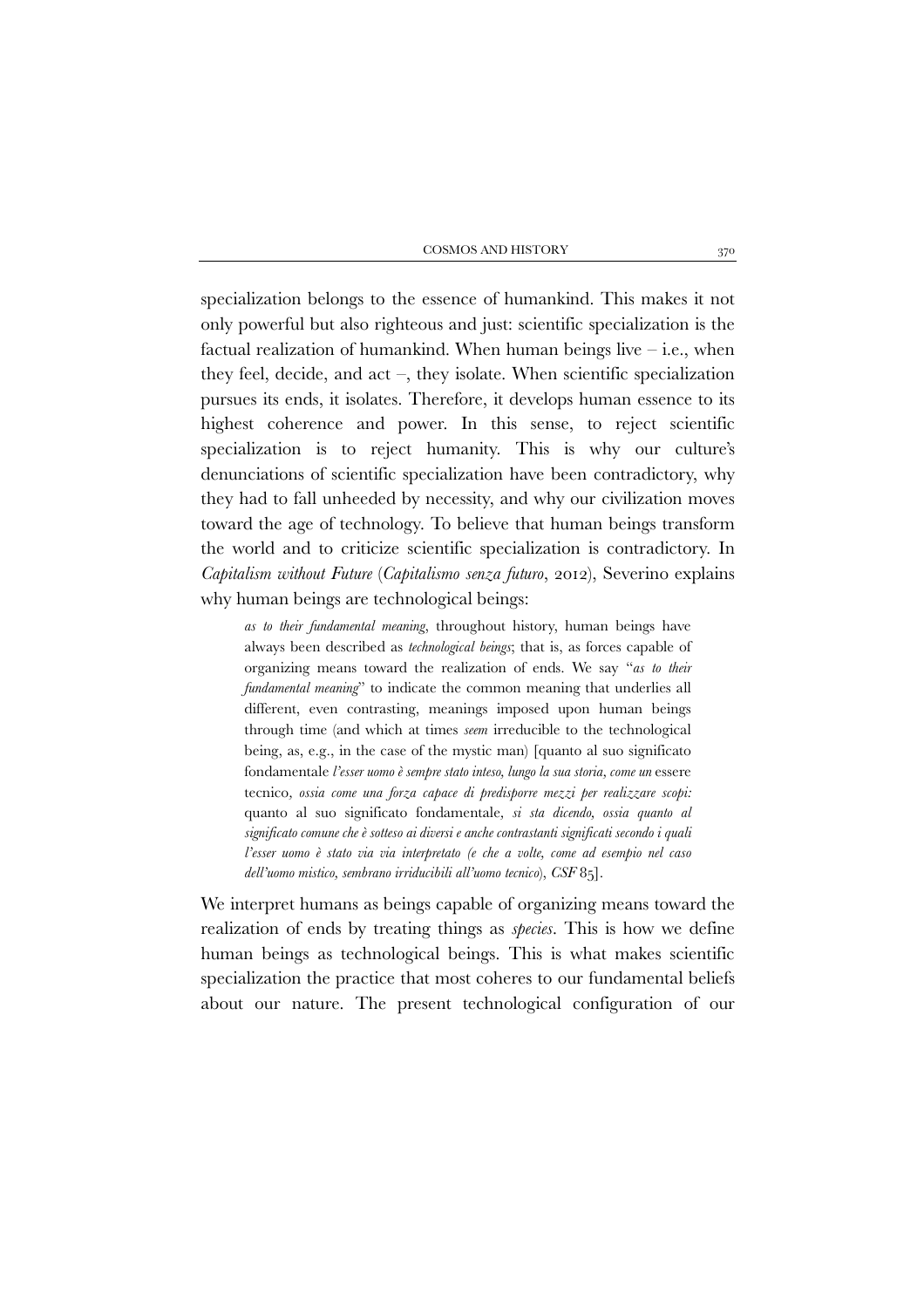specialization belongs to the essence of humankind. This makes it not only powerful but also righteous and just: scientific specialization is the factual realization of humankind. When human beings live – i.e., when they feel, decide, and act –, they isolate. When scientific specialization pursues its ends, it isolates. Therefore, it develops human essence to its highest coherence and power. In this sense, to reject scientific specialization is to reject humanity. This is why our culture's denunciations of scientific specialization have been contradictory, why they had to fall unheeded by necessity, and why our civilization moves toward the age of technology. To believe that human beings transform the world and to criticize scientific specialization is contradictory. In *Capitalism without Future* (*Capitalismo senza futuro*, 2012), Severino explains why human beings are technological beings:

> *as to their fundamental meaning*, throughout history, human beings have always been described as *technological beings*; that is, as forces capable of organizing means toward the realization of ends. We say "*as to their fundamental meaning*" to indicate the common meaning that underlies all different, even contrasting, meanings imposed upon human beings through time (and which at times *seem* irreducible to the technological being, as, e.g., in the case of the mystic man) [quanto al suo significato fondamentale *l'esser uomo è sempre stato inteso, lungo la sua storia*, *come un* essere tecnico, *ossia come una forza capace di predisporre mezzi per realizzare scopi:* quanto al suo significato fondamentale, *si sta dicendo, ossia quanto al significato comune che è sotteso ai diversi e anche contrastanti significati secondo i quali l'esser uomo è stato via via interpretato (e che a volte, come ad esempio nel caso dell'uomo mistico, sembrano irriducibili all'uomo tecnico*), *CSF* 85].

We interpret humans as beings capable of organizing means toward the realization of ends by treating things as *species*. This is how we define human beings as technological beings. This is what makes scientific specialization the practice that most coheres to our fundamental beliefs about our nature. The present technological configuration of our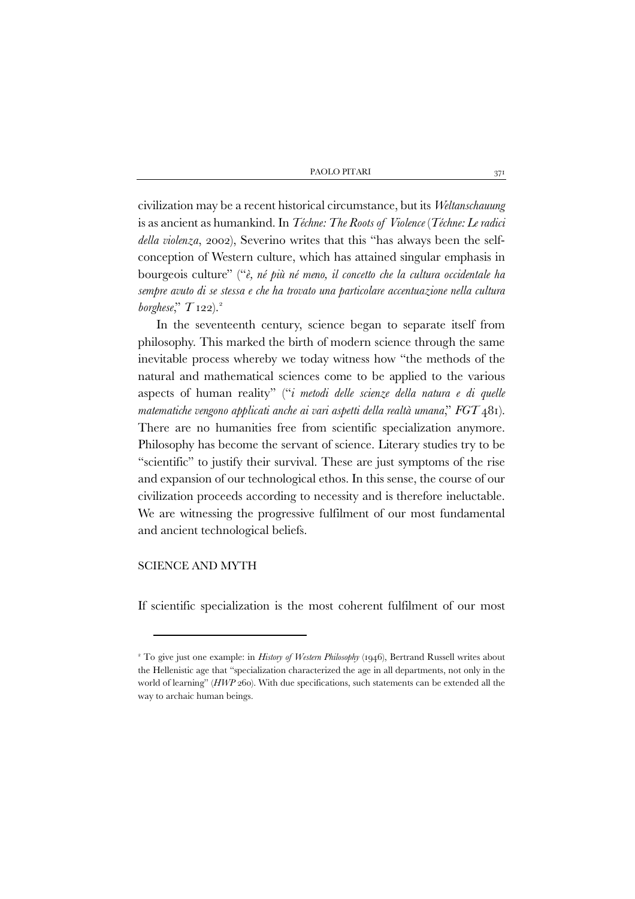civilization may be a recent historical circumstance, but its *Weltanschauung* is as ancient as humankind. In *Téchne: The Roots of Violence* (*Téchne: Le radici della violenza*, 2002), Severino writes that this "has always been the self-conception of Western culture, which has attained singular emphasis in bourgeois culture" ("*è, né più né meno, il concetto che la cultura occidentale ha sempre avuto di se stessa e che ha trovato una particolare accentuazione nella cultura borghese*," *T* 122).[2]

In the seventeenth century, science began to separate itself from philosophy. This marked the birth of modern science through the same inevitable process whereby we today witness how "the methods of the natural and mathematical sciences come to be applied to the various aspects of human reality" ("*i metodi delle scienze della natura e di quelle matematiche vengono applicati anche ai vari aspetti della realtà umana*," *FGT* 481). There are no humanities free from scientific specialization anymore. Philosophy has become the servant of science. Literary studies try to be "scientific" to justify their survival. These are just symptoms of the rise and expansion of our technological ethos. In this sense, the course of our civilization proceeds according to necessity and is therefore ineluctable. We are witnessing the progressive fulfilment of our most fundamental and ancient technological beliefs.

## SCIENCE AND MYTH

If scientific specialization is the most coherent fulfilment of our most

---

[2] To give just one example: in *History of Western Philosophy* (1946), Bertrand Russell writes about the Hellenistic age that "specialization characterized the age in all departments, not only in the world of learning" (*HWP* 260). With due specifications, such statements can be extended all the way to archaic human beings.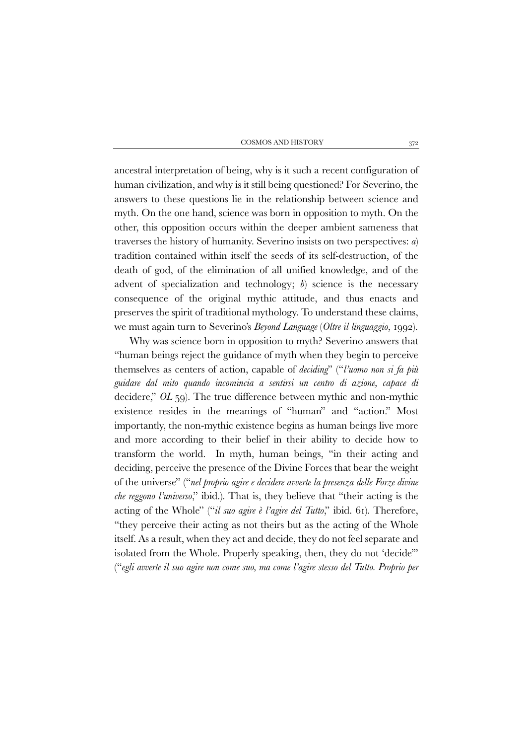ancestral interpretation of being, why is it such a recent configuration of human civilization, and why is it still being questioned? For Severino, the answers to these questions lie in the relationship between science and myth. On the one hand, science was born in opposition to myth. On the other, this opposition occurs within the deeper ambient sameness that traverses the history of humanity. Severino insists on two perspectives: *a*) tradition contained within itself the seeds of its self-destruction, of the death of god, of the elimination of all unified knowledge, and of the advent of specialization and technology; *b*) science is the necessary consequence of the original mythic attitude, and thus enacts and preserves the spirit of traditional mythology. To understand these claims, we must again turn to Severino's *Beyond Language* (*Oltre il linguaggio*, 1992).

Why was science born in opposition to myth? Severino answers that "human beings reject the guidance of myth when they begin to perceive themselves as centers of action, capable of *deciding*" ("*l'uomo non si fa più guidare dal mito quando incomincia a sentirsi un centro di azione, capace di* decidere," *OL* 59). The true difference between mythic and non-mythic existence resides in the meanings of "human" and "action." Most importantly, the non-mythic existence begins as human beings live more and more according to their belief in their ability to decide how to transform the world. In myth, human beings, "in their acting and deciding, perceive the presence of the Divine Forces that bear the weight of the universe" ("*nel proprio agire e decidere avverte la presenza delle Forze divine che reggono l'universo*," ibid.). That is, they believe that "their acting is the acting of the Whole" ("*il suo agire è l'agire del Tutto*," ibid. 61). Therefore, "they perceive their acting as not theirs but as the acting of the Whole itself. As a result, when they act and decide, they do not feel separate and isolated from the Whole. Properly speaking, then, they do not 'decide'" ("*egli avverte il suo agire non come suo, ma come l'agire stesso del Tutto. Proprio per*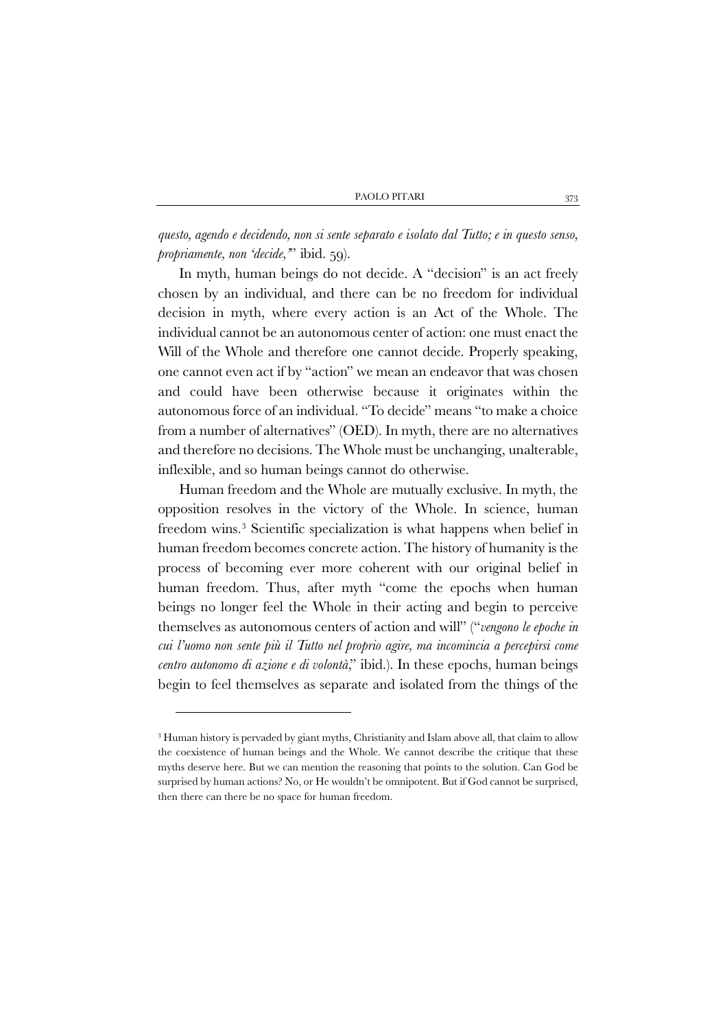*questo, agendo e decidendo, non si sente separato e isolato dal Tutto; e in questo senso, propriamente, non 'decide,'*" ibid. 59).

In myth, human beings do not decide. A "decision" is an act freely chosen by an individual, and there can be no freedom for individual decision in myth, where every action is an Act of the Whole. The individual cannot be an autonomous center of action: one must enact the Will of the Whole and therefore one cannot decide. Properly speaking, one cannot even act if by "action" we mean an endeavor that was chosen and could have been otherwise because it originates within the autonomous force of an individual. "To decide" means "to make a choice from a number of alternatives" (OED). In myth, there are no alternatives and therefore no decisions. The Whole must be unchanging, unalterable, inflexible, and so human beings cannot do otherwise.

Human freedom and the Whole are mutually exclusive. In myth, the opposition resolves in the victory of the Whole. In science, human freedom wins.[3] Scientific specialization is what happens when belief in human freedom becomes concrete action. The history of humanity is the process of becoming ever more coherent with our original belief in human freedom. Thus, after myth "come the epochs when human beings no longer feel the Whole in their acting and begin to perceive themselves as autonomous centers of action and will" ("*vengono le epoche in cui l'uomo non sente più il Tutto nel proprio agire, ma incomincia a percepirsi come centro autonomo di azione e di volontà*," ibid.). In these epochs, human beings begin to feel themselves as separate and isolated from the things of the

---

[3] Human history is pervaded by giant myths, Christianity and Islam above all, that claim to allow the coexistence of human beings and the Whole. We cannot describe the critique that these myths deserve here. But we can mention the reasoning that points to the solution. Can God be surprised by human actions? No, or He wouldn't be omnipotent. But if God cannot be surprised, then there can there be no space for human freedom.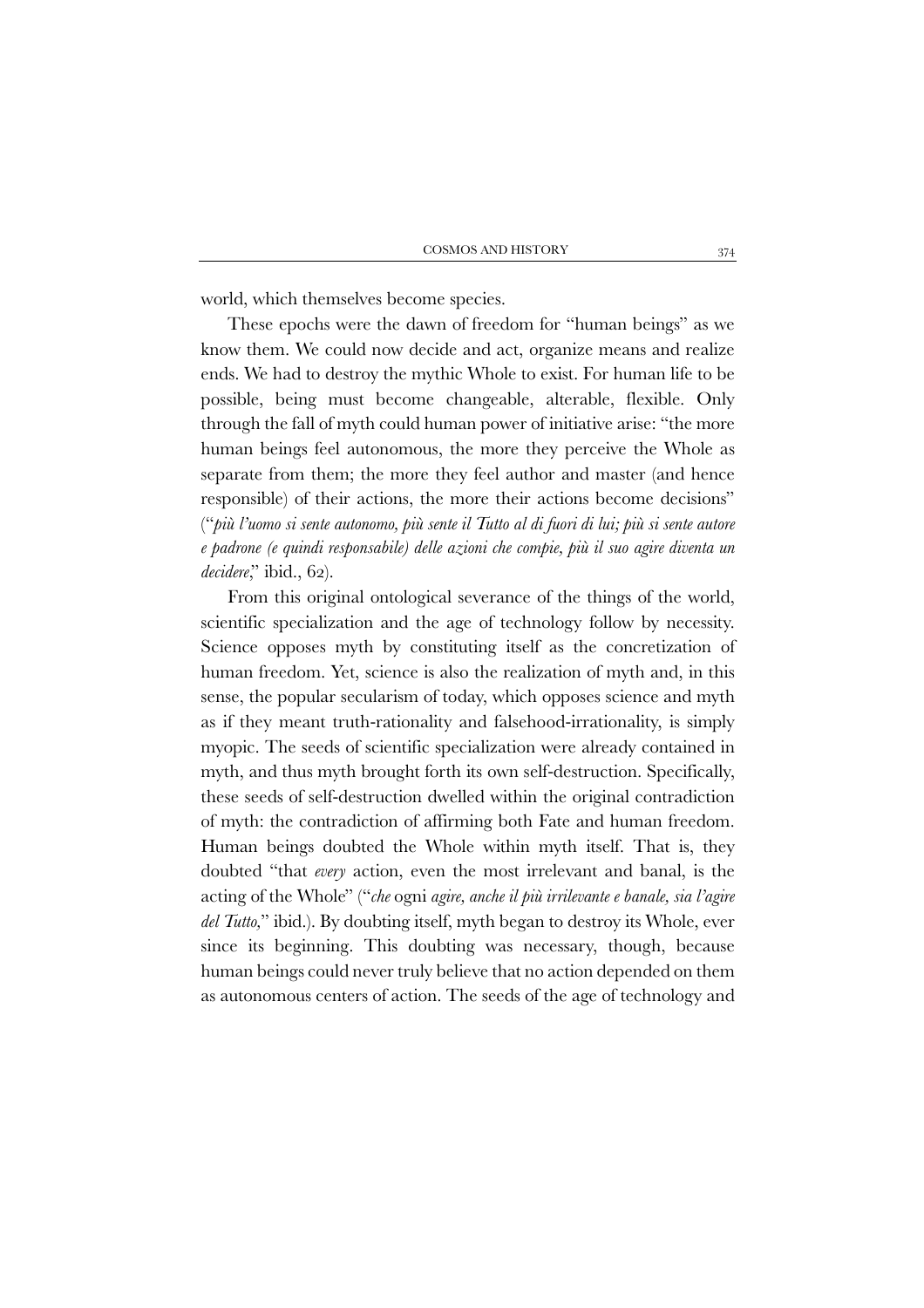world, which themselves become species.

These epochs were the dawn of freedom for "human beings" as we know them. We could now decide and act, organize means and realize ends. We had to destroy the mythic Whole to exist. For human life to be possible, being must become changeable, alterable, flexible. Only through the fall of myth could human power of initiative arise: "the more human beings feel autonomous, the more they perceive the Whole as separate from them; the more they feel author and master (and hence responsible) of their actions, the more their actions become decisions" ("*più l'uomo si sente autonomo, più sente il Tutto al di fuori di lui; più si sente autore e padrone (e quindi responsabile) delle azioni che compie, più il suo agire diventa un decidere*," ibid., 62).

From this original ontological severance of the things of the world, scientific specialization and the age of technology follow by necessity. Science opposes myth by constituting itself as the concretization of human freedom. Yet, science is also the realization of myth and, in this sense, the popular secularism of today, which opposes science and myth as if they meant truth-rationality and falsehood-irrationality, is simply myopic. The seeds of scientific specialization were already contained in myth, and thus myth brought forth its own self-destruction. Specifically, these seeds of self-destruction dwelled within the original contradiction of myth: the contradiction of affirming both Fate and human freedom. Human beings doubted the Whole within myth itself. That is, they doubted "that *every* action, even the most irrelevant and banal, is the acting of the Whole" ("*che* ogni *agire, anche il più irrilevante e banale, sia l'agire del Tutto*," ibid.). By doubting itself, myth began to destroy its Whole, ever since its beginning. This doubting was necessary, though, because human beings could never truly believe that no action depended on them as autonomous centers of action. The seeds of the age of technology and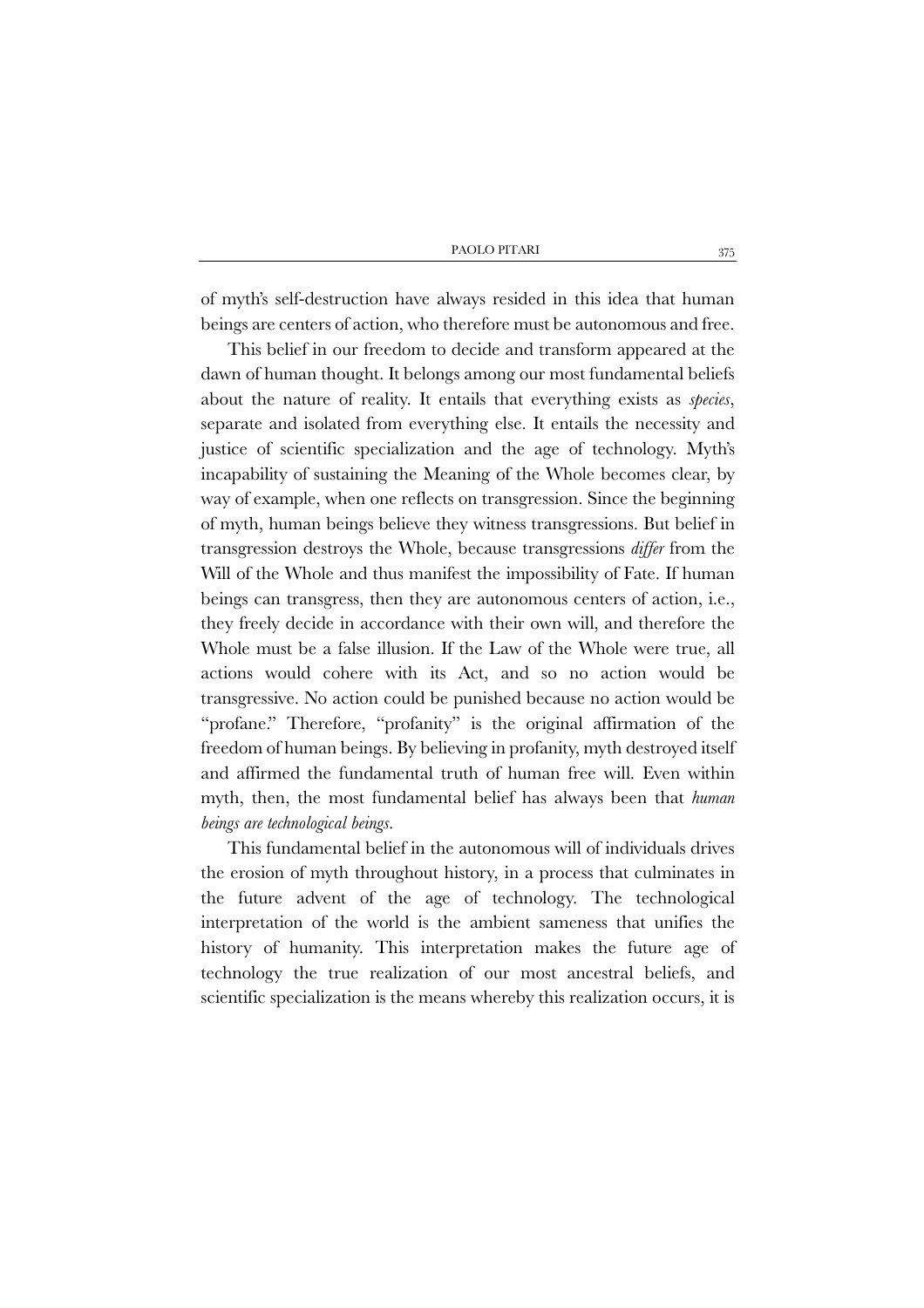of myth's self-destruction have always resided in this idea that human beings are centers of action, who therefore must be autonomous and free.

This belief in our freedom to decide and transform appeared at the dawn of human thought. It belongs among our most fundamental beliefs about the nature of reality. It entails that everything exists as *species*, separate and isolated from everything else. It entails the necessity and justice of scientific specialization and the age of technology. Myth's incapability of sustaining the Meaning of the Whole becomes clear, by way of example, when one reflects on transgression. Since the beginning of myth, human beings believe they witness transgressions. But belief in transgression destroys the Whole, because transgressions *differ* from the Will of the Whole and thus manifest the impossibility of Fate. If human beings can transgress, then they are autonomous centers of action, i.e., they freely decide in accordance with their own will, and therefore the Whole must be a false illusion. If the Law of the Whole were true, all actions would cohere with its Act, and so no action would be transgressive. No action could be punished because no action would be "profane." Therefore, "profanity" is the original affirmation of the freedom of human beings. By believing in profanity, myth destroyed itself and affirmed the fundamental truth of human free will. Even within myth, then, the most fundamental belief has always been that *human beings are technological beings*.

This fundamental belief in the autonomous will of individuals drives the erosion of myth throughout history, in a process that culminates in the future advent of the age of technology. The technological interpretation of the world is the ambient sameness that unifies the history of humanity. This interpretation makes the future age of technology the true realization of our most ancestral beliefs, and scientific specialization is the means whereby this realization occurs, it is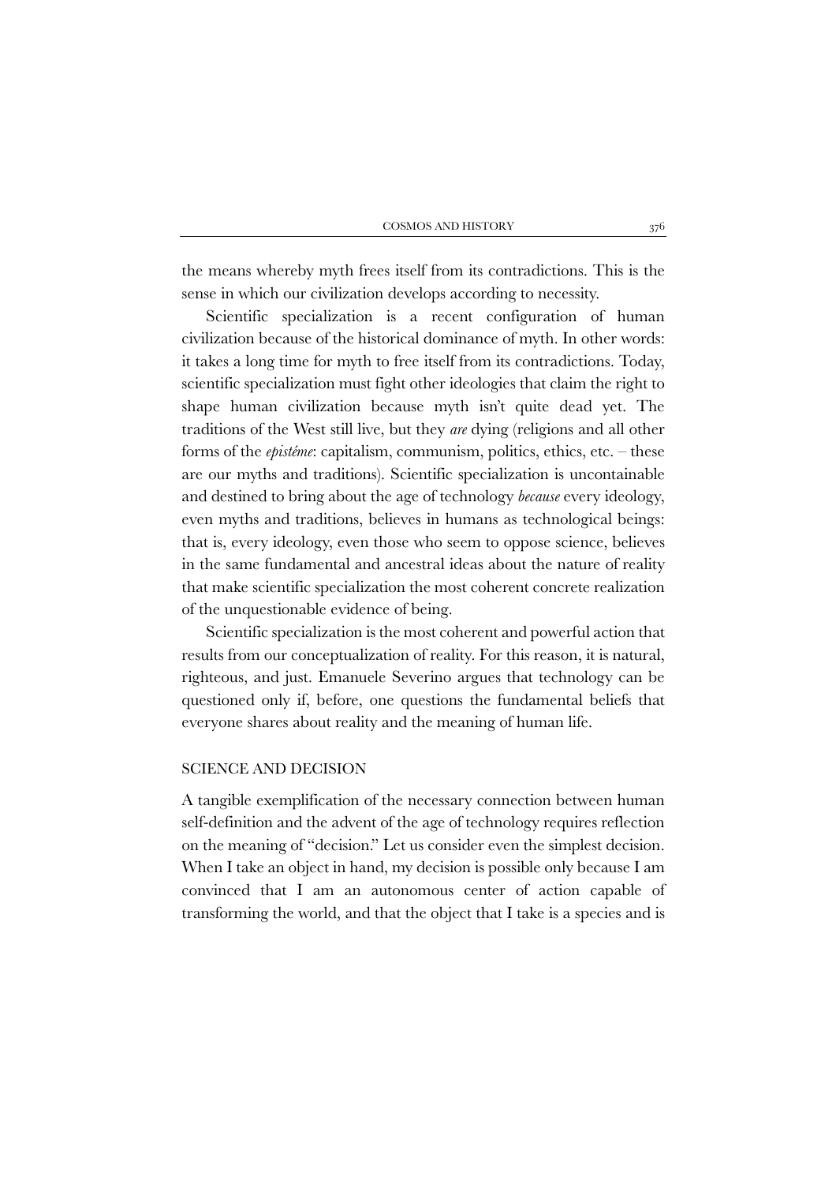the means whereby myth frees itself from its contradictions. This is the sense in which our civilization develops according to necessity.

Scientific specialization is a recent configuration of human civilization because of the historical dominance of myth. In other words: it takes a long time for myth to free itself from its contradictions. Today, scientific specialization must fight other ideologies that claim the right to shape human civilization because myth isn't quite dead yet. The traditions of the West still live, but they *are* dying (religions and all other forms of the *epistéme*: capitalism, communism, politics, ethics, etc. – these are our myths and traditions). Scientific specialization is uncontainable and destined to bring about the age of technology *because* every ideology, even myths and traditions, believes in humans as technological beings: that is, every ideology, even those who seem to oppose science, believes in the same fundamental and ancestral ideas about the nature of reality that make scientific specialization the most coherent concrete realization of the unquestionable evidence of being.

Scientific specialization is the most coherent and powerful action that results from our conceptualization of reality. For this reason, it is natural, righteous, and just. Emanuele Severino argues that technology can be questioned only if, before, one questions the fundamental beliefs that everyone shares about reality and the meaning of human life.

## SCIENCE AND DECISION

A tangible exemplification of the necessary connection between human self-definition and the advent of the age of technology requires reflection on the meaning of "decision." Let us consider even the simplest decision. When I take an object in hand, my decision is possible only because I am convinced that I am an autonomous center of action capable of transforming the world, and that the object that I take is a species and is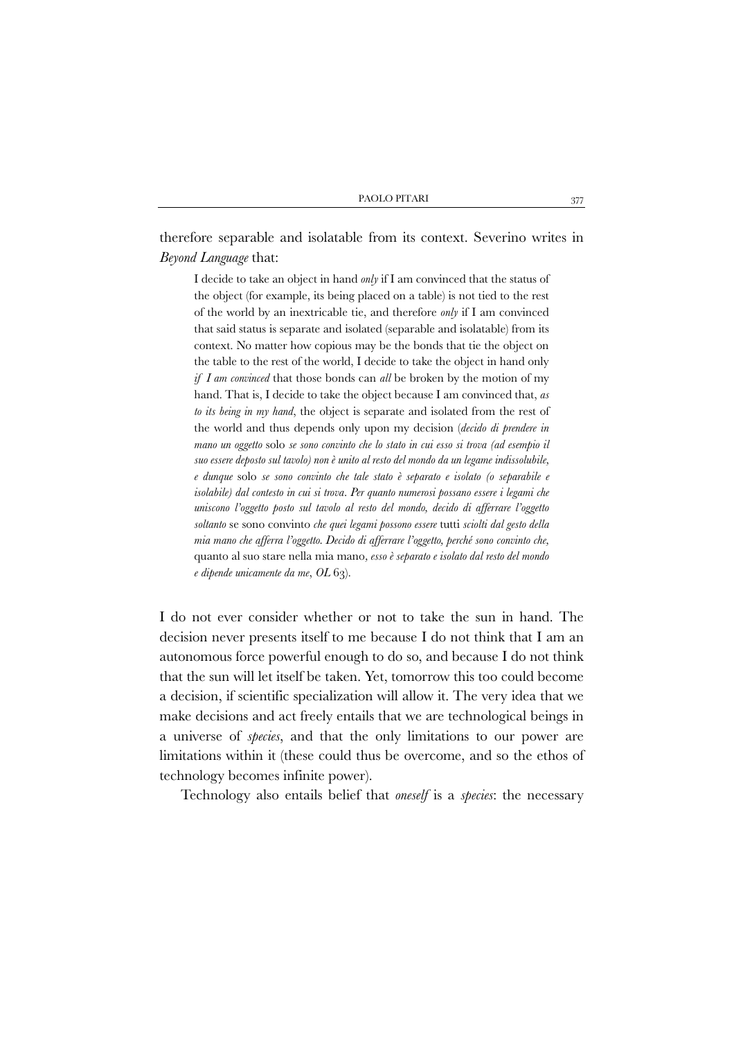therefore separable and isolatable from its context. Severino writes in *Beyond Language* that:

> I decide to take an object in hand *only* if I am convinced that the status of the object (for example, its being placed on a table) is not tied to the rest of the world by an inextricable tie, and therefore *only* if I am convinced that said status is separate and isolated (separable and isolatable) from its context. No matter how copious may be the bonds that tie the object on the table to the rest of the world, I decide to take the object in hand only *if I am convinced* that those bonds can *all* be broken by the motion of my hand. That is, I decide to take the object because I am convinced that, *as to its being in my hand*, the object is separate and isolated from the rest of the world and thus depends only upon my decision (*decido di prendere in mano un oggetto* solo *se sono convinto che lo stato in cui esso si trova (ad esempio il suo essere deposto sul tavolo) non è unito al resto del mondo da un legame indissolubile, e dunque* solo *se sono convinto che tale stato è separato e isolato (o separabile e isolabile) dal contesto in cui si trova*. *Per quanto numerosi possano essere i legami che uniscono l'oggetto posto sul tavolo al resto del mondo, decido di afferrare l'oggetto soltanto* se sono convinto *che quei legami possono essere* tutti *sciolti dal gesto della mia mano che afferra l'oggetto. Decido di afferrare l'oggetto, perché sono convinto che,* quanto al suo stare nella mia mano, *esso è separato e isolato dal resto del mondo e dipende unicamente da me*, *OL* 63).

I do not ever consider whether or not to take the sun in hand. The decision never presents itself to me because I do not think that I am an autonomous force powerful enough to do so, and because I do not think that the sun will let itself be taken. Yet, tomorrow this too could become a decision, if scientific specialization will allow it. The very idea that we make decisions and act freely entails that we are technological beings in a universe of *species*, and that the only limitations to our power are limitations within it (these could thus be overcome, and so the ethos of technology becomes infinite power).

Technology also entails belief that *oneself* is a *species*: the necessary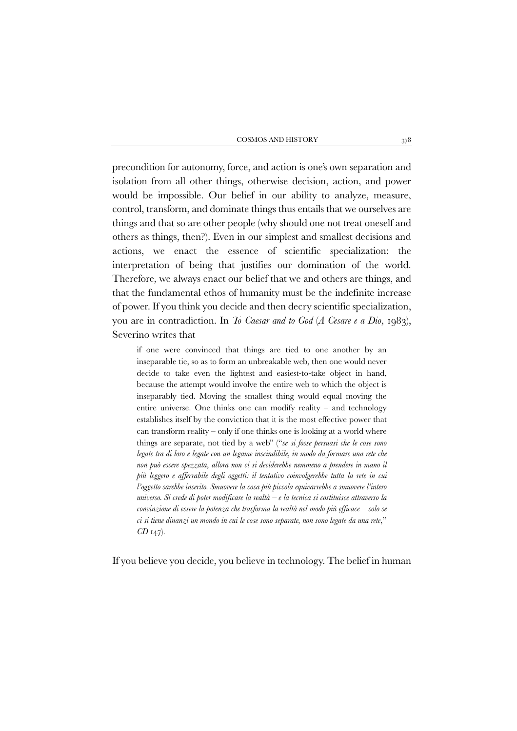precondition for autonomy, force, and action is one's own separation and isolation from all other things, otherwise decision, action, and power would be impossible. Our belief in our ability to analyze, measure, control, transform, and dominate things thus entails that we ourselves are things and that so are other people (why should one not treat oneself and others as things, then?). Even in our simplest and smallest decisions and actions, we enact the essence of scientific specialization: the interpretation of being that justifies our domination of the world. Therefore, we always enact our belief that we and others are things, and that the fundamental ethos of humanity must be the indefinite increase of power. If you think you decide and then decry scientific specialization, you are in contradiction. In *To Caesar and to God* (*A Cesare e a Dio*, 1983), Severino writes that

> if one were convinced that things are tied to one another by an inseparable tie, so as to form an unbreakable web, then one would never decide to take even the lightest and easiest-to-take object in hand, because the attempt would involve the entire web to which the object is inseparably tied. Moving the smallest thing would equal moving the entire universe. One thinks one can modify reality – and technology establishes itself by the conviction that it is the most effective power that can transform reality – only if one thinks one is looking at a world where things are separate, not tied by a web" ("*se si fosse persuasi che le cose sono legate tra di loro e legate con un legame inscindibile, in modo da formare una rete che non può essere spezzata, allora non ci si deciderebbe nemmeno a prendere in mano il più leggero e afferrabile degli oggetti: il tentativo coinvolgerebbe tutta la rete in cui l'oggetto sarebbe inserito. Smuovere la cosa più piccola equivarrebbe a smuovere l'intero universo. Si crede di poter modificare la realtà – e la tecnica si costituisce attraverso la convinzione di essere la potenza che trasforma la realtà nel modo più efficace – solo se ci si tiene dinanzi un mondo in cui le cose sono separate, non sono legate da una rete*," *CD* 147).

If you believe you decide, you believe in technology. The belief in human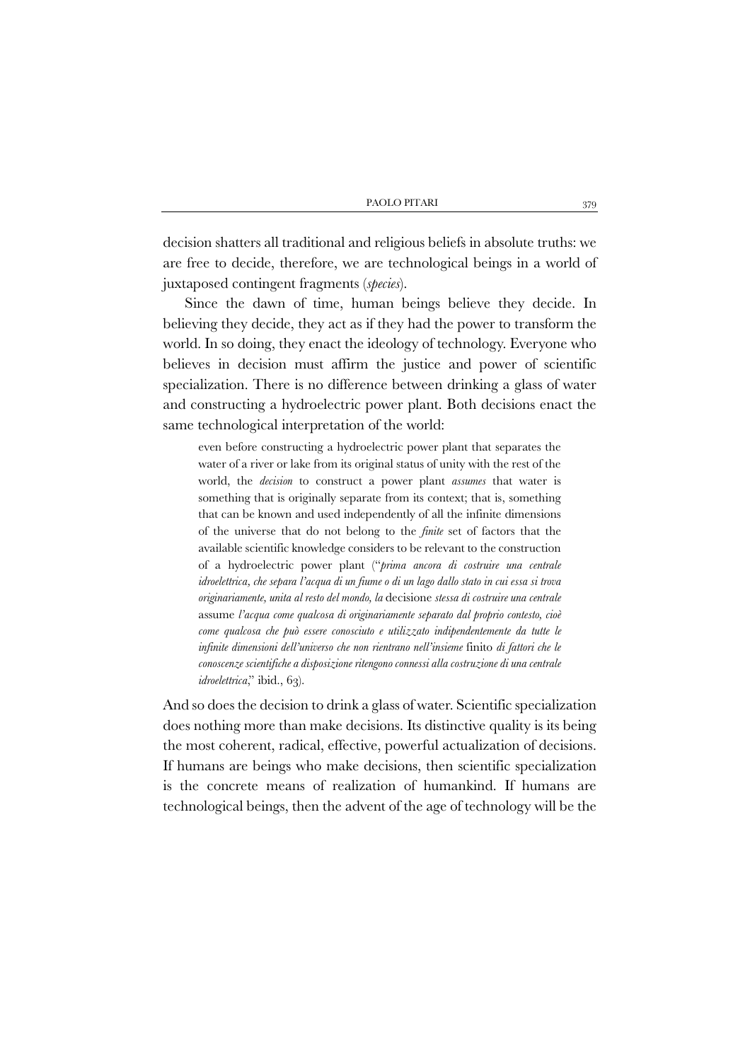decision shatters all traditional and religious beliefs in absolute truths: we are free to decide, therefore, we are technological beings in a world of juxtaposed contingent fragments (*species*).

Since the dawn of time, human beings believe they decide. In believing they decide, they act as if they had the power to transform the world. In so doing, they enact the ideology of technology. Everyone who believes in decision must affirm the justice and power of scientific specialization. There is no difference between drinking a glass of water and constructing a hydroelectric power plant. Both decisions enact the same technological interpretation of the world:

> even before constructing a hydroelectric power plant that separates the water of a river or lake from its original status of unity with the rest of the world, the *decision* to construct a power plant *assumes* that water is something that is originally separate from its context; that is, something that can be known and used independently of all the infinite dimensions of the universe that do not belong to the *finite* set of factors that the available scientific knowledge considers to be relevant to the construction of a hydroelectric power plant ("*prima ancora di costruire una centrale idroelettrica, che separa l'acqua di un fiume o di un lago dallo stato in cui essa si trova originariamente, unita al resto del mondo, la* decisione *stessa di costruire una centrale* assume *l'acqua come qualcosa di originariamente separato dal proprio contesto, cioè come qualcosa che può essere conosciuto e utilizzato indipendentemente da tutte le infinite dimensioni dell'universo che non rientrano nell'insieme* finito *di fattori che le conoscenze scientifiche a disposizione ritengono connessi alla costruzione di una centrale idroelettrica*," ibid., 63).

And so does the decision to drink a glass of water. Scientific specialization does nothing more than make decisions. Its distinctive quality is its being the most coherent, radical, effective, powerful actualization of decisions. If humans are beings who make decisions, then scientific specialization is the concrete means of realization of humankind. If humans are technological beings, then the advent of the age of technology will be the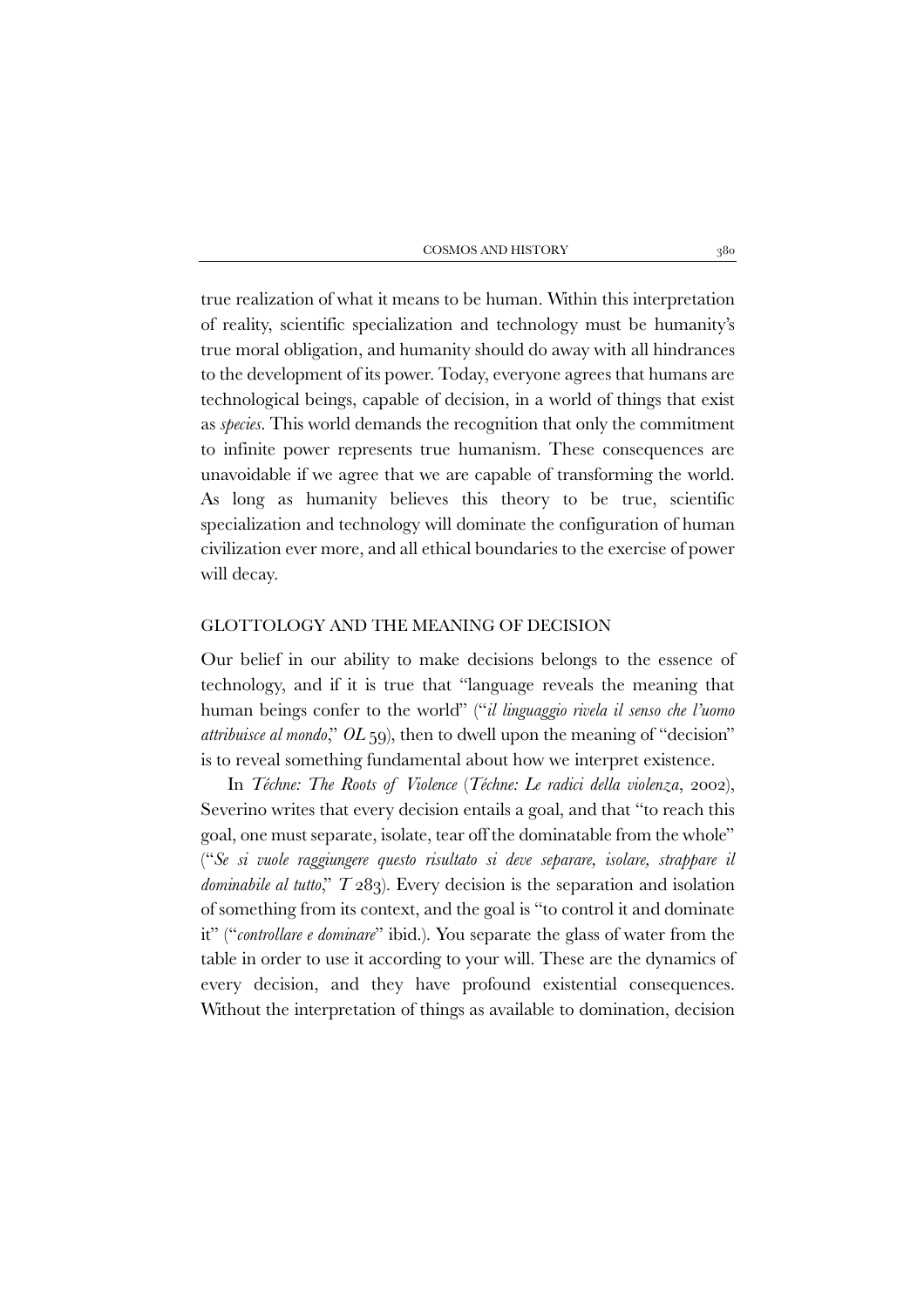true realization of what it means to be human. Within this interpretation of reality, scientific specialization and technology must be humanity's true moral obligation, and humanity should do away with all hindrances to the development of its power. Today, everyone agrees that humans are technological beings, capable of decision, in a world of things that exist as *species*. This world demands the recognition that only the commitment to infinite power represents true humanism. These consequences are unavoidable if we agree that we are capable of transforming the world. As long as humanity believes this theory to be true, scientific specialization and technology will dominate the configuration of human civilization ever more, and all ethical boundaries to the exercise of power will decay.

## GLOTTOLOGY AND THE MEANING OF DECISION

Our belief in our ability to make decisions belongs to the essence of technology, and if it is true that "language reveals the meaning that human beings confer to the world" ("*il linguaggio rivela il senso che l'uomo attribuisce al mondo*," *OL* 59), then to dwell upon the meaning of "decision" is to reveal something fundamental about how we interpret existence.

In *Téchne: The Roots of Violence* (*Téchne: Le radici della violenza*, 2002), Severino writes that every decision entails a goal, and that "to reach this goal, one must separate, isolate, tear off the dominatable from the whole" ("*Se si vuole raggiungere questo risultato si deve separare, isolare, strappare il dominabile al tutto*," *T* 283). Every decision is the separation and isolation of something from its context, and the goal is "to control it and dominate it" ("*controllare e dominare*" ibid.). You separate the glass of water from the table in order to use it according to your will. These are the dynamics of every decision, and they have profound existential consequences. Without the interpretation of things as available to domination, decision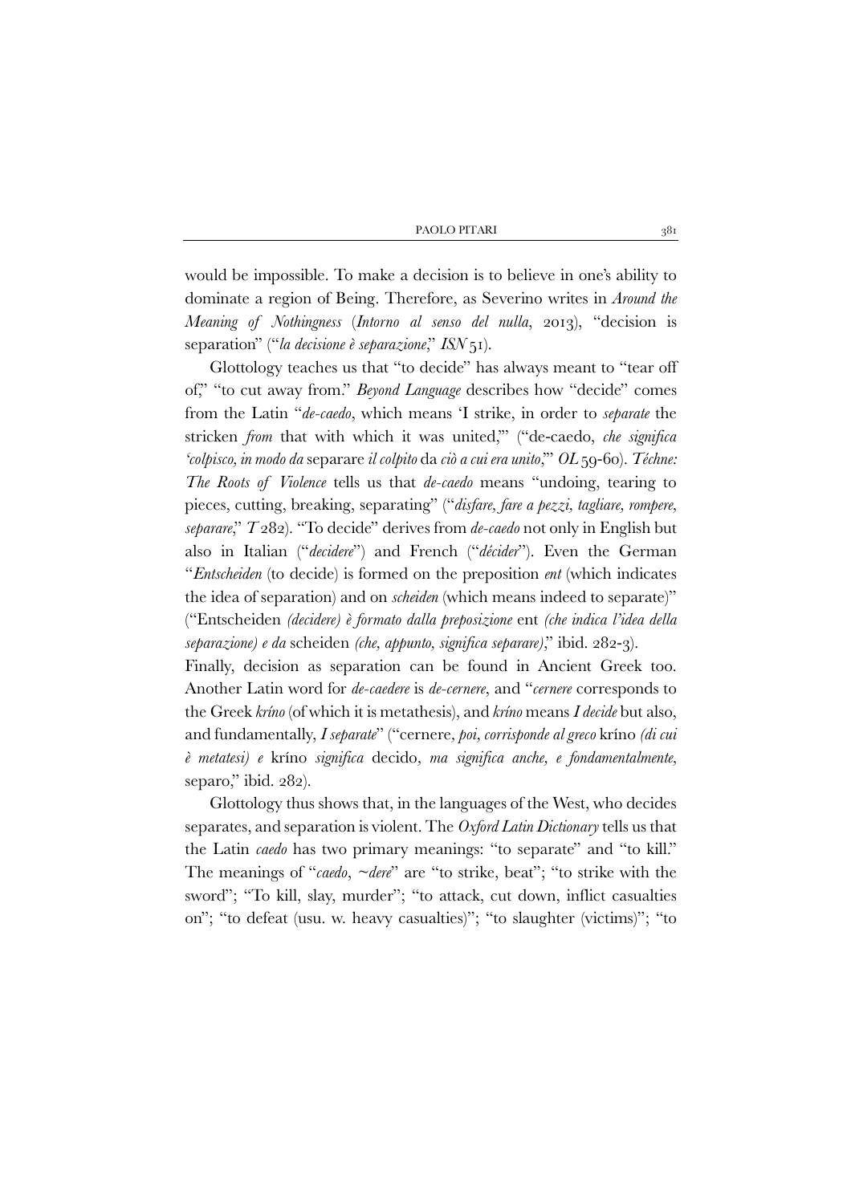would be impossible. To make a decision is to believe in one's ability to dominate a region of Being. Therefore, as Severino writes in *Around the Meaning of Nothingness* (*Intorno al senso del nulla*, 2013), "decision is separation" ("*la decisione è separazione*," *ISN* 51).

Glottology teaches us that "to decide" has always meant to "tear off of," "to cut away from." *Beyond Language* describes how "decide" comes from the Latin "*de-caedo*, which means 'I strike, in order to *separate* the stricken *from* that with which it was united,'" ("de-caedo, *che significa 'colpisco, in modo da* separare *il colpito* da *ciò a cui era unito*,'" *OL* 59-60). *Téchne: The Roots of Violence* tells us that *de-caedo* means "undoing, tearing to pieces, cutting, breaking, separating" ("*disfare, fare a pezzi, tagliare, rompere, separare*," *T* 282). "To decide" derives from *de-caedo* not only in English but also in Italian ("*decidere*") and French ("*décider*"). Even the German "*Entscheiden* (to decide) is formed on the preposition *ent* (which indicates the idea of separation) and on *scheiden* (which means indeed to separate)" ("Entscheiden *(decidere) è formato dalla preposizione* ent *(che indica l'idea della separazione) e da* scheiden *(che, appunto, significa separare)*," ibid. 282-3).
Finally, decision as separation can be found in Ancient Greek too. Another Latin word for *de-caedere* is *de-cernere*, and "*cernere* corresponds to the Greek *kríno* (of which it is metathesis), and *kríno* means *I decide* but also, and fundamentally, *I separate*" ("cernere, *poi, corrisponde al greco* kríno *(di cui è metatesi) e* kríno *significa* decido, *ma significa anche, e fondamentalmente,* separo," ibid. 282).

Glottology thus shows that, in the languages of the West, who decides separates, and separation is violent. The *Oxford Latin Dictionary* tells us that the Latin *caedo* has two primary meanings: "to separate" and "to kill." The meanings of "*caedo*, *~dere*" are "to strike, beat"; "to strike with the sword"; "To kill, slay, murder"; "to attack, cut down, inflict casualties on"; "to defeat (usu. w. heavy casualties)"; "to slaughter (victims)"; "to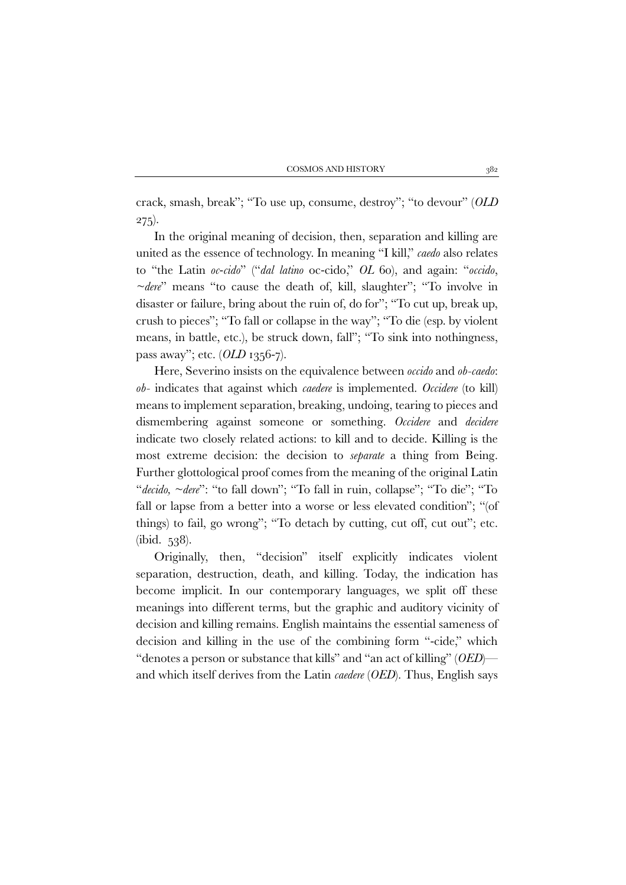crack, smash, break"; "To use up, consume, destroy"; "to devour" (*OLD* 275).

In the original meaning of decision, then, separation and killing are united as the essence of technology. In meaning "I kill," *caedo* also relates to "the Latin *oc-cido*" ("*dal latino* oc-cido," *OL* 60), and again: "*occido*, *~dere*" means "to cause the death of, kill, slaughter"; "To involve in disaster or failure, bring about the ruin of, do for"; "To cut up, break up, crush to pieces"; "To fall or collapse in the way"; "To die (esp. by violent means, in battle, etc.), be struck down, fall"; "To sink into nothingness, pass away"; etc. (*OLD* 1356-7).

Here, Severino insists on the equivalence between *occido* and *ob-caedo*: *ob-* indicates that against which *caedere* is implemented. *Occidere* (to kill) means to implement separation, breaking, undoing, tearing to pieces and dismembering against someone or something. *Occidere* and *decidere* indicate two closely related actions: to kill and to decide. Killing is the most extreme decision: the decision to *separate* a thing from Being. Further glottological proof comes from the meaning of the original Latin "*decido, ~dere*": "to fall down"; "To fall in ruin, collapse"; "To die"; "To fall or lapse from a better into a worse or less elevated condition"; "(of things) to fail, go wrong"; "To detach by cutting, cut off, cut out"; etc. (ibid. 538).

Originally, then, "decision" itself explicitly indicates violent separation, destruction, death, and killing. Today, the indication has become implicit. In our contemporary languages, we split off these meanings into different terms, but the graphic and auditory vicinity of decision and killing remains. English maintains the essential sameness of decision and killing in the use of the combining form "-cide," which "denotes a person or substance that kills" and "an act of killing" (*OED*)—and which itself derives from the Latin *caedere* (*OED*). Thus, English says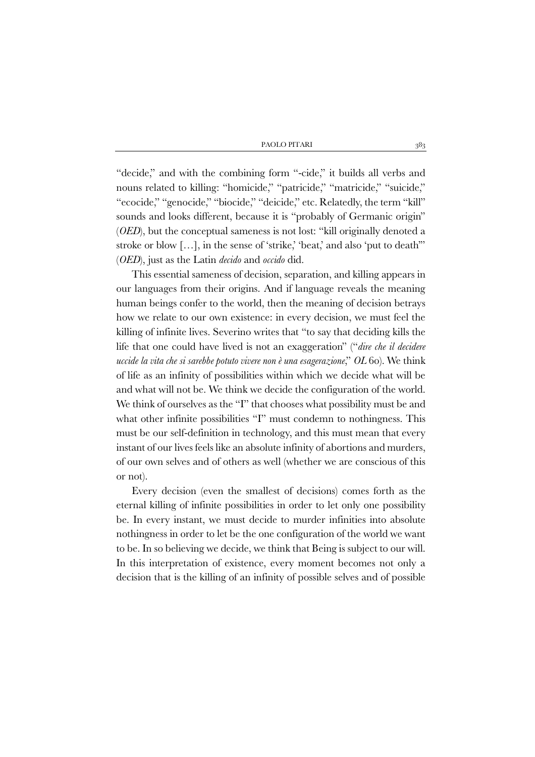"decide," and with the combining form "-cide," it builds all verbs and nouns related to killing: "homicide," "patricide," "matricide," "suicide," "ecocide," "genocide," "biocide," "deicide," etc. Relatedly, the term "kill" sounds and looks different, because it is "probably of Germanic origin" (*OED*), but the conceptual sameness is not lost: "kill originally denoted a stroke or blow […], in the sense of 'strike,' 'beat,' and also 'put to death'" (*OED*), just as the Latin *decido* and *occido* did.

This essential sameness of decision, separation, and killing appears in our languages from their origins. And if language reveals the meaning human beings confer to the world, then the meaning of decision betrays how we relate to our own existence: in every decision, we must feel the killing of infinite lives. Severino writes that "to say that deciding kills the life that one could have lived is not an exaggeration" ("*dire che il decidere uccide la vita che si sarebbe potuto vivere non è una esagerazione*," *OL* 60). We think of life as an infinity of possibilities within which we decide what will be and what will not be. We think we decide the configuration of the world. We think of ourselves as the "I" that chooses what possibility must be and what other infinite possibilities "I" must condemn to nothingness. This must be our self-definition in technology, and this must mean that every instant of our lives feels like an absolute infinity of abortions and murders, of our own selves and of others as well (whether we are conscious of this or not).

Every decision (even the smallest of decisions) comes forth as the eternal killing of infinite possibilities in order to let only one possibility be. In every instant, we must decide to murder infinities into absolute nothingness in order to let be the one configuration of the world we want to be. In so believing we decide, we think that Being is subject to our will. In this interpretation of existence, every moment becomes not only a decision that is the killing of an infinity of possible selves and of possible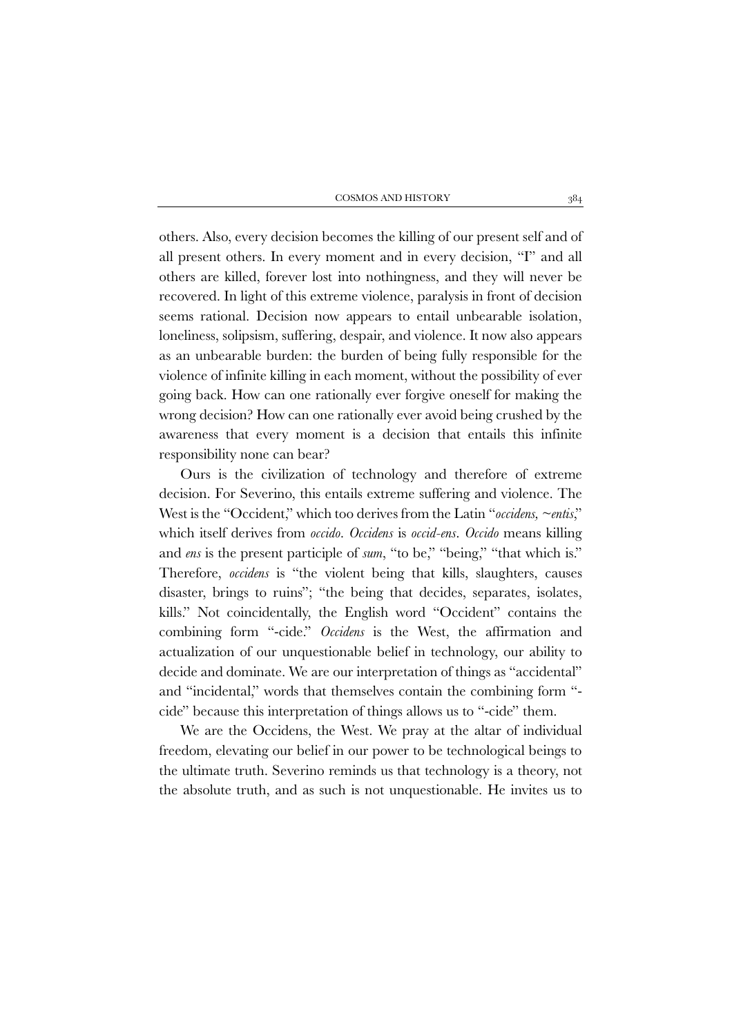others. Also, every decision becomes the killing of our present self and of all present others. In every moment and in every decision, "I" and all others are killed, forever lost into nothingness, and they will never be recovered. In light of this extreme violence, paralysis in front of decision seems rational. Decision now appears to entail unbearable isolation, loneliness, solipsism, suffering, despair, and violence. It now also appears as an unbearable burden: the burden of being fully responsible for the violence of infinite killing in each moment, without the possibility of ever going back. How can one rationally ever forgive oneself for making the wrong decision? How can one rationally ever avoid being crushed by the awareness that every moment is a decision that entails this infinite responsibility none can bear?

Ours is the civilization of technology and therefore of extreme decision. For Severino, this entails extreme suffering and violence. The West is the "Occident," which too derives from the Latin "*occidens, ~entis*," which itself derives from *occido*. *Occidens* is *occid-ens*. *Occido* means killing and *ens* is the present participle of *sum*, "to be," "being," "that which is." Therefore, *occidens* is "the violent being that kills, slaughters, causes disaster, brings to ruins"; "the being that decides, separates, isolates, kills." Not coincidentally, the English word "Occident" contains the combining form "-cide." *Occidens* is the West, the affirmation and actualization of our unquestionable belief in technology, our ability to decide and dominate. We are our interpretation of things as "accidental" and "incidental," words that themselves contain the combining form "-cide" because this interpretation of things allows us to "-cide" them.

We are the Occidens, the West. We pray at the altar of individual freedom, elevating our belief in our power to be technological beings to the ultimate truth. Severino reminds us that technology is a theory, not the absolute truth, and as such is not unquestionable. He invites us to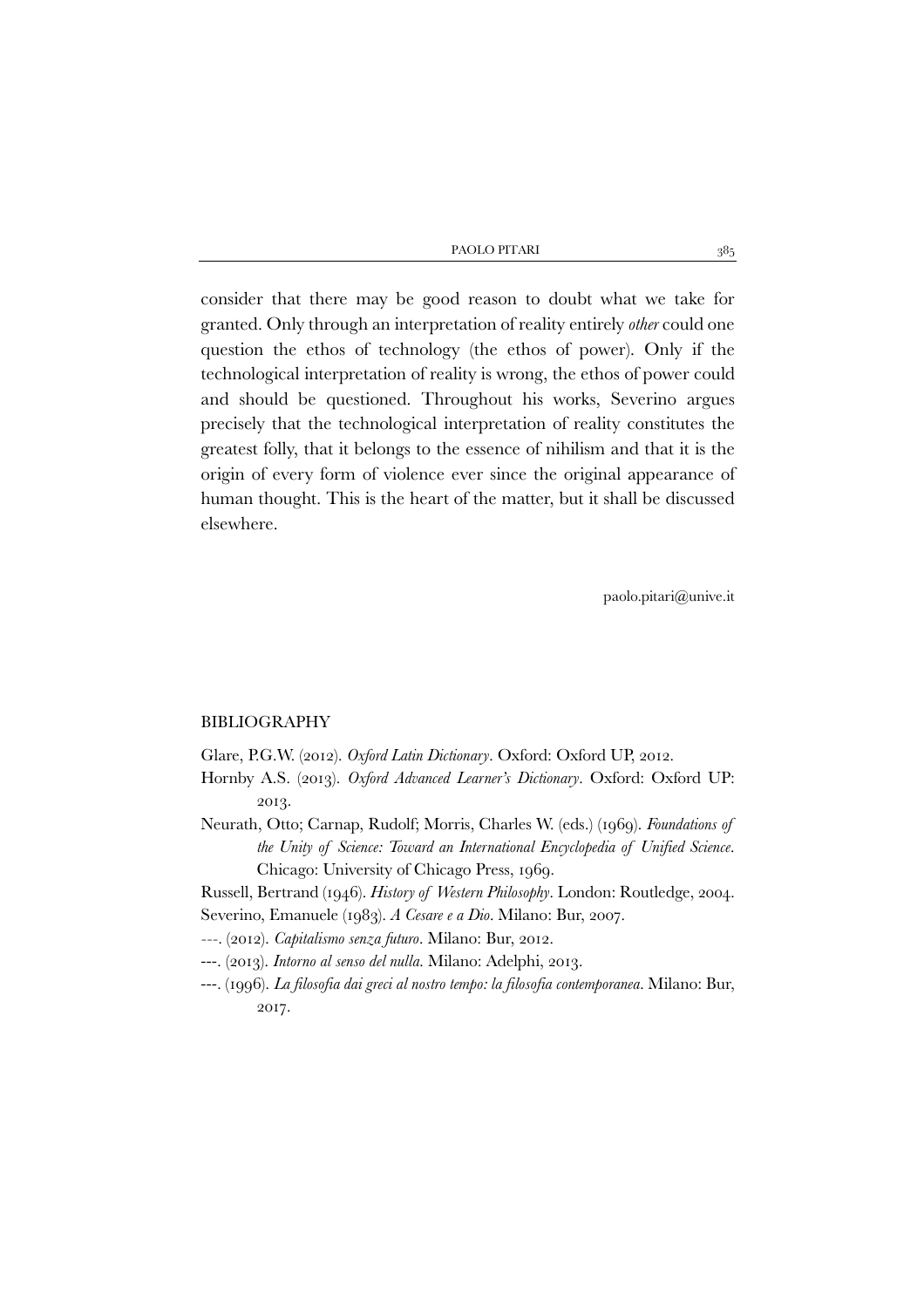consider that there may be good reason to doubt what we take for granted. Only through an interpretation of reality entirely *other* could one question the ethos of technology (the ethos of power). Only if the technological interpretation of reality is wrong, the ethos of power could and should be questioned. Throughout his works, Severino argues precisely that the technological interpretation of reality constitutes the greatest folly, that it belongs to the essence of nihilism and that it is the origin of every form of violence ever since the original appearance of human thought. This is the heart of the matter, but it shall be discussed elsewhere.

paolo.pitari@unive.it

## BIBLIOGRAPHY

Glare, P.G.W. (2012). *Oxford Latin Dictionary*. Oxford: Oxford UP, 2012.

Hornby A.S. (2013). *Oxford Advanced Learner's Dictionary*. Oxford: Oxford UP: 2013.

Neurath, Otto; Carnap, Rudolf; Morris, Charles W. (eds.) (1969). *Foundations of the Unity of Science: Toward an International Encyclopedia of Unified Science*. Chicago: University of Chicago Press, 1969.

Russell, Bertrand (1946). *History of Western Philosophy*. London: Routledge, 2004.

Severino, Emanuele (1983). *A Cesare e a Dio*. Milano: Bur, 2007.

---. (2012). *Capitalismo senza futuro*. Milano: Bur, 2012.

---. (2013). *Intorno al senso del nulla*. Milano: Adelphi, 2013.

---. (1996). *La filosofia dai greci al nostro tempo: la filosofia contemporanea*. Milano: Bur, 2017.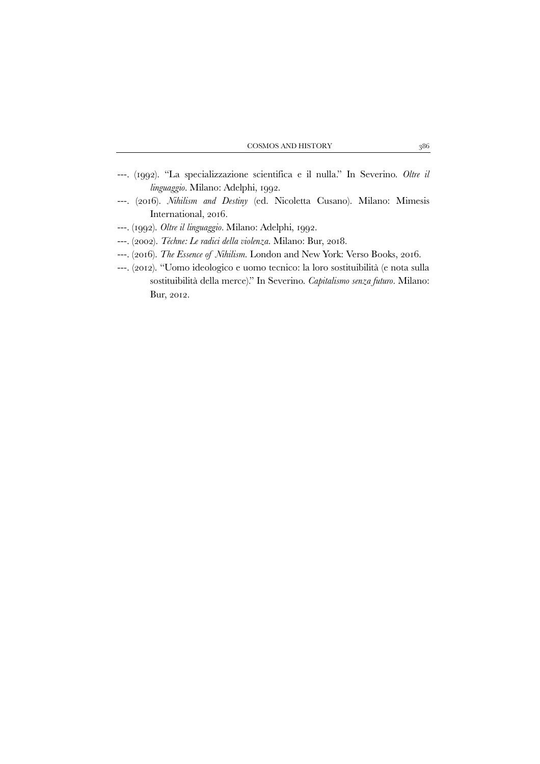---. (1992). "La specializzazione scientifica e il nulla." In Severino. *Oltre il linguaggio*. Milano: Adelphi, 1992.

---. (2016). *Nihilism and Destiny* (ed. Nicoletta Cusano). Milano: Mimesis International, 2016.

---. (1992). *Oltre il linguaggio*. Milano: Adelphi, 1992.

---. (2002). *Téchne: Le radici della violenza*. Milano: Bur, 2018.

---. (2016). *The Essence of Nihilism*. London and New York: Verso Books, 2016.

---. (2012). "Uomo ideologico e uomo tecnico: la loro sostituibilità (e nota sulla sostituibilità della merce)." In Severino. *Capitalismo senza futuro*. Milano: Bur, 2012.